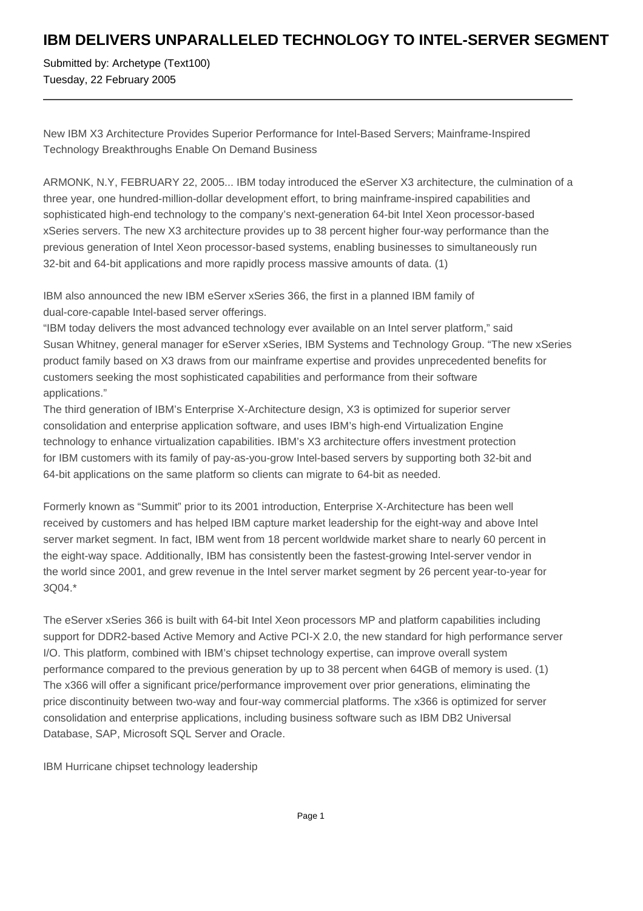# IBM DELIVERS UNPARALLELED TECHNOLOGY TO INTEL-SERVER SEGMENT

Submitted by: Archetype (Text100)
Tuesday, 22 February 2005

---

New IBM X3 Architecture Provides Superior Performance for Intel-Based Servers; Mainframe-Inspired Technology Breakthroughs Enable On Demand Business

ARMONK, N.Y, FEBRUARY 22, 2005... IBM today introduced the eServer X3 architecture, the culmination of a three year, one hundred-million-dollar development effort, to bring mainframe-inspired capabilities and sophisticated high-end technology to the company's next-generation 64-bit Intel Xeon processor-based xSeries servers. The new X3 architecture provides up to 38 percent higher four-way performance than the previous generation of Intel Xeon processor-based systems, enabling businesses to simultaneously run 32-bit and 64-bit applications and more rapidly process massive amounts of data. (1)

IBM also announced the new IBM eServer xSeries 366, the first in a planned IBM family of dual-core-capable Intel-based server offerings.

"IBM today delivers the most advanced technology ever available on an Intel server platform," said Susan Whitney, general manager for eServer xSeries, IBM Systems and Technology Group. "The new xSeries product family based on X3 draws from our mainframe expertise and provides unprecedented benefits for customers seeking the most sophisticated capabilities and performance from their software applications."

The third generation of IBM's Enterprise X-Architecture design, X3 is optimized for superior server consolidation and enterprise application software, and uses IBM's high-end Virtualization Engine technology to enhance virtualization capabilities. IBM's X3 architecture offers investment protection for IBM customers with its family of pay-as-you-grow Intel-based servers by supporting both 32-bit and 64-bit applications on the same platform so clients can migrate to 64-bit as needed.

Formerly known as "Summit" prior to its 2001 introduction, Enterprise X-Architecture has been well received by customers and has helped IBM capture market leadership for the eight-way and above Intel server market segment. In fact, IBM went from 18 percent worldwide market share to nearly 60 percent in the eight-way space. Additionally, IBM has consistently been the fastest-growing Intel-server vendor in the world since 2001, and grew revenue in the Intel server market segment by 26 percent year-to-year for 3Q04.*

The eServer xSeries 366 is built with 64-bit Intel Xeon processors MP and platform capabilities including support for DDR2-based Active Memory and Active PCI-X 2.0, the new standard for high performance server I/O. This platform, combined with IBM's chipset technology expertise, can improve overall system performance compared to the previous generation by up to 38 percent when 64GB of memory is used. (1) The x366 will offer a significant price/performance improvement over prior generations, eliminating the price discontinuity between two-way and four-way commercial platforms. The x366 is optimized for server consolidation and enterprise applications, including business software such as IBM DB2 Universal Database, SAP, Microsoft SQL Server and Oracle.

IBM Hurricane chipset technology leadership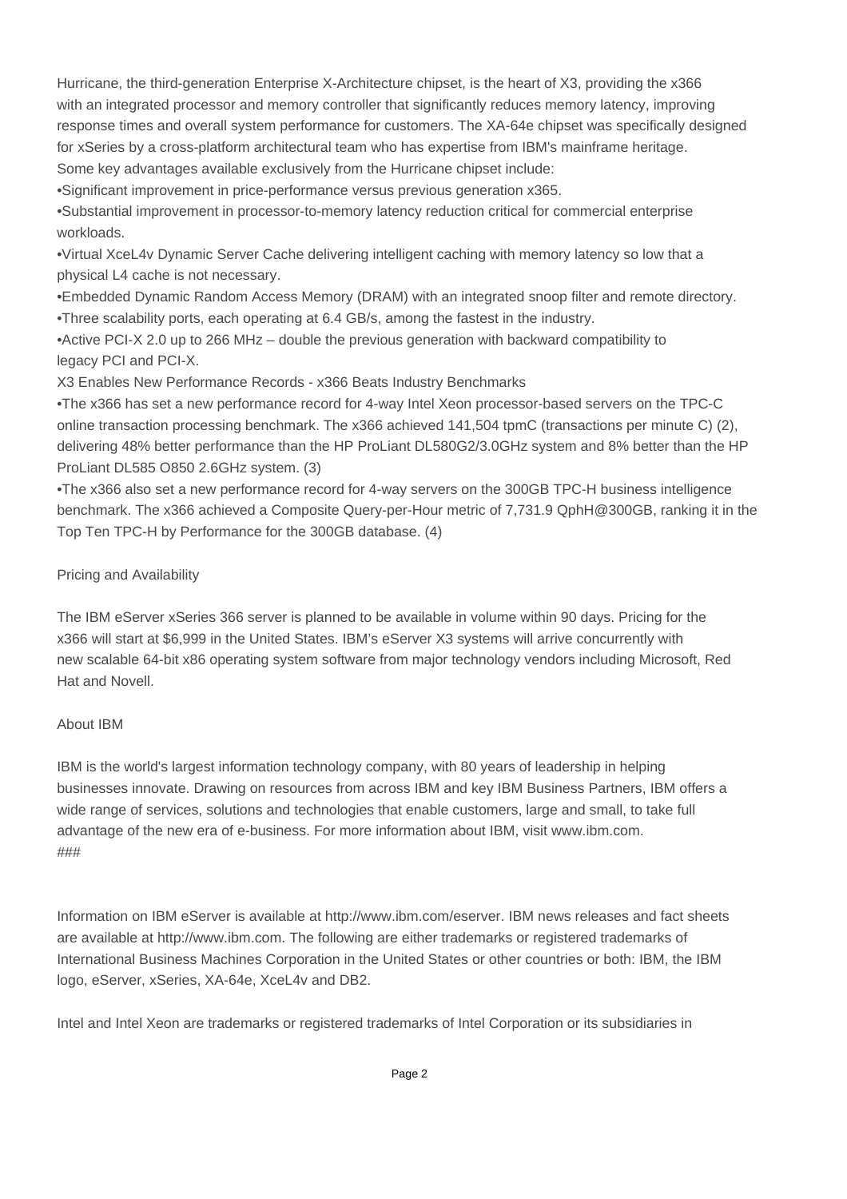Hurricane, the third-generation Enterprise X-Architecture chipset, is the heart of X3, providing the x366 with an integrated processor and memory controller that significantly reduces memory latency, improving response times and overall system performance for customers. The XA-64e chipset was specifically designed for xSeries by a cross-platform architectural team who has expertise from IBM's mainframe heritage.
Some key advantages available exclusively from the Hurricane chipset include:

- Significant improvement in price-performance versus previous generation x365.
- Substantial improvement in processor-to-memory latency reduction critical for commercial enterprise workloads.
- Virtual XceL4v Dynamic Server Cache delivering intelligent caching with memory latency so low that a physical L4 cache is not necessary.
- Embedded Dynamic Random Access Memory (DRAM) with an integrated snoop filter and remote directory.
- Three scalability ports, each operating at 6.4 GB/s, among the fastest in the industry.
- Active PCI-X 2.0 up to 266 MHz – double the previous generation with backward compatibility to legacy PCI and PCI-X.

X3 Enables New Performance Records - x366 Beats Industry Benchmarks

- The x366 has set a new performance record for 4-way Intel Xeon processor-based servers on the TPC-C online transaction processing benchmark. The x366 achieved 141,504 tpmC (transactions per minute C) (2), delivering 48% better performance than the HP ProLiant DL580G2/3.0GHz system and 8% better than the HP ProLiant DL585 O850 2.6GHz system. (3)
- The x366 also set a new performance record for 4-way servers on the 300GB TPC-H business intelligence benchmark. The x366 achieved a Composite Query-per-Hour metric of 7,731.9 QphH@300GB, ranking it in the Top Ten TPC-H by Performance for the 300GB database. (4)

## Pricing and Availability

The IBM eServer xSeries 366 server is planned to be available in volume within 90 days. Pricing for the x366 will start at $6,999 in the United States. IBM's eServer X3 systems will arrive concurrently with new scalable 64-bit x86 operating system software from major technology vendors including Microsoft, Red Hat and Novell.

## About IBM

IBM is the world's largest information technology company, with 80 years of leadership in helping businesses innovate. Drawing on resources from across IBM and key IBM Business Partners, IBM offers a wide range of services, solutions and technologies that enable customers, large and small, to take full advantage of the new era of e-business. For more information about IBM, visit www.ibm.com.
###

Information on IBM eServer is available at http://www.ibm.com/eserver. IBM news releases and fact sheets are available at http://www.ibm.com. The following are either trademarks or registered trademarks of International Business Machines Corporation in the United States or other countries or both: IBM, the IBM logo, eServer, xSeries, XA-64e, XceL4v and DB2.

Intel and Intel Xeon are trademarks or registered trademarks of Intel Corporation or its subsidiaries in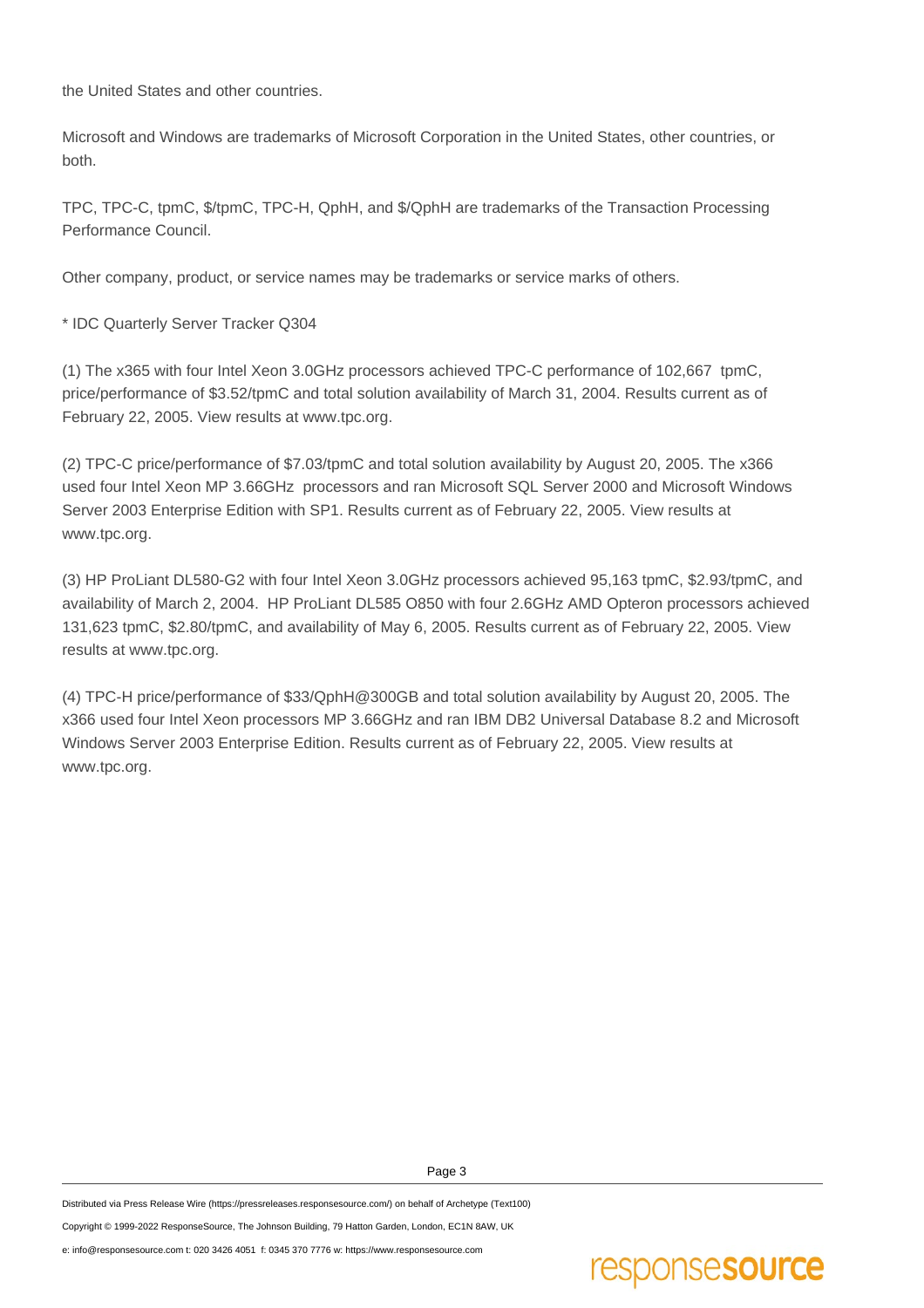the United States and other countries.

Microsoft and Windows are trademarks of Microsoft Corporation in the United States, other countries, or both.

TPC, TPC-C, tpmC, $/tpmC, TPC-H, QphH, and $/QphH are trademarks of the Transaction Processing Performance Council.

Other company, product, or service names may be trademarks or service marks of others.

* IDC Quarterly Server Tracker Q304

(1) The x365 with four Intel Xeon 3.0GHz processors achieved TPC-C performance of 102,667 tpmC, price/performance of $3.52/tpmC and total solution availability of March 31, 2004. Results current as of February 22, 2005. View results at www.tpc.org.

(2) TPC-C price/performance of $7.03/tpmC and total solution availability by August 20, 2005. The x366 used four Intel Xeon MP 3.66GHz processors and ran Microsoft SQL Server 2000 and Microsoft Windows Server 2003 Enterprise Edition with SP1. Results current as of February 22, 2005. View results at www.tpc.org.

(3) HP ProLiant DL580-G2 with four Intel Xeon 3.0GHz processors achieved 95,163 tpmC, $2.93/tpmC, and availability of March 2, 2004. HP ProLiant DL585 O850 with four 2.6GHz AMD Opteron processors achieved 131,623 tpmC, $2.80/tpmC, and availability of May 6, 2005. Results current as of February 22, 2005. View results at www.tpc.org.

(4) TPC-H price/performance of $33/QphH@300GB and total solution availability by August 20, 2005. The x366 used four Intel Xeon processors MP 3.66GHz and ran IBM DB2 Universal Database 8.2 and Microsoft Windows Server 2003 Enterprise Edition. Results current as of February 22, 2005. View results at www.tpc.org.